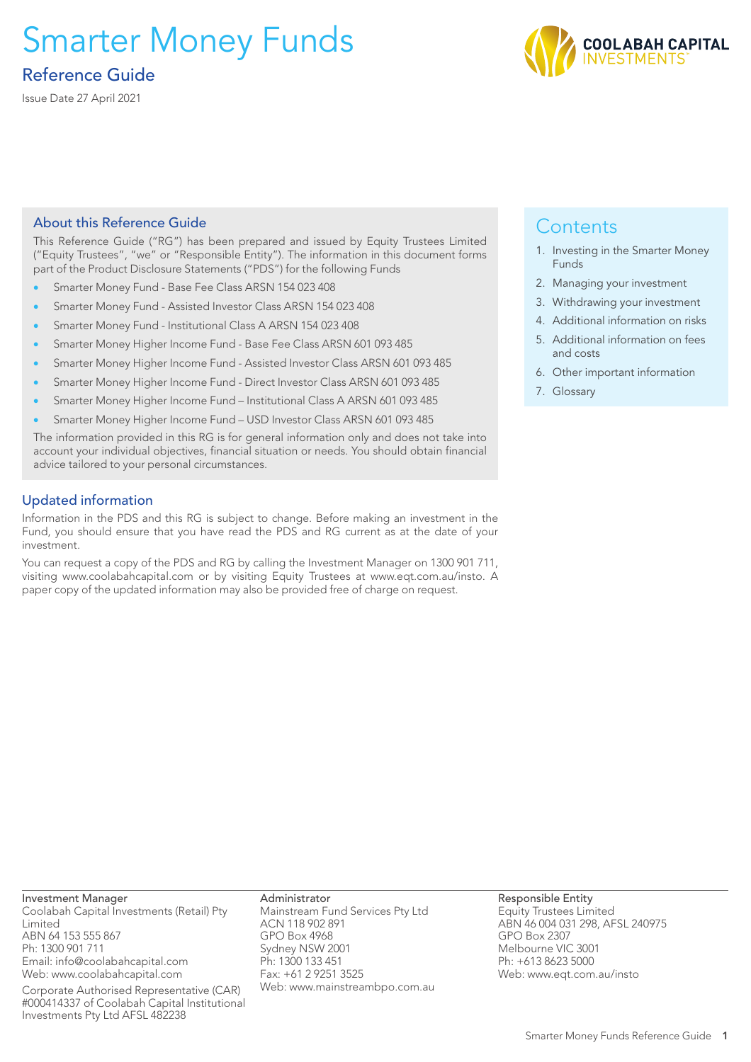# Smarter Money Funds

## Reference Guide

Issue Date 27 April 2021

### About this Reference Guide

This Reference Guide ("RG") has been prepared and issued by Equity Trustees Limited ("Equity Trustees", "we" or "Responsible Entity"). The information in this document forms part of the Product Disclosure Statements ("PDS") for the following Funds

- Smarter Money Fund - Base Fee Class ARSN 154 023 408
- Smarter Money Fund - Assisted Investor Class ARSN 154 023 408
- Smarter Money Fund - Institutional Class A ARSN 154 023 408
- Smarter Money Higher Income Fund - Base Fee Class ARSN 601 093 485
- Smarter Money Higher Income Fund - Assisted Investor Class ARSN 601 093 485
- Smarter Money Higher Income Fund - Direct Investor Class ARSN 601 093 485
- Smarter Money Higher Income Fund – Institutional Class A ARSN 601 093 485
- Smarter Money Higher Income Fund – USD Investor Class ARSN 601 093 485

The information provided in this RG is for general information only and does not take into account your individual objectives, financial situation or needs. You should obtain financial advice tailored to your personal circumstances.

### Contents

1. Investing in the Smarter Money Funds
2. Managing your investment
3. Withdrawing your investment
4. Additional information on risks
5. Additional information on fees and costs
6. Other important information
7. Glossary

### Updated information

Information in the PDS and this RG is subject to change. Before making an investment in the Fund, you should ensure that you have read the PDS and RG current as at the date of your investment.

You can request a copy of the PDS and RG by calling the Investment Manager on 1300 901 711, visiting www.coolabahcapital.com or by visiting Equity Trustees at www.eqt.com.au/insto. A paper copy of the updated information may also be provided free of charge on request.

**Investment Manager**
Coolabah Capital Investments (Retail) Pty Limited
ABN 64 153 555 867
Ph: 1300 901 711
Email: info@coolabahcapital.com
Web: www.coolabahcapital.com

Corporate Authorised Representative (CAR) #000414337 of Coolabah Capital Institutional Investments Pty Ltd AFSL 482238

**Administrator**
Mainstream Fund Services Pty Ltd
ACN 118 902 891
GPO Box 4968
Sydney NSW 2001
Ph: 1300 133 451
Fax: +61 2 9251 3525
Web: www.mainstreambpo.com.au

**Responsible Entity**
Equity Trustees Limited
ABN 46 004 031 298, AFSL 240975
GPO Box 2307
Melbourne VIC 3001
Ph: +613 8623 5000
Web: www.eqt.com.au/insto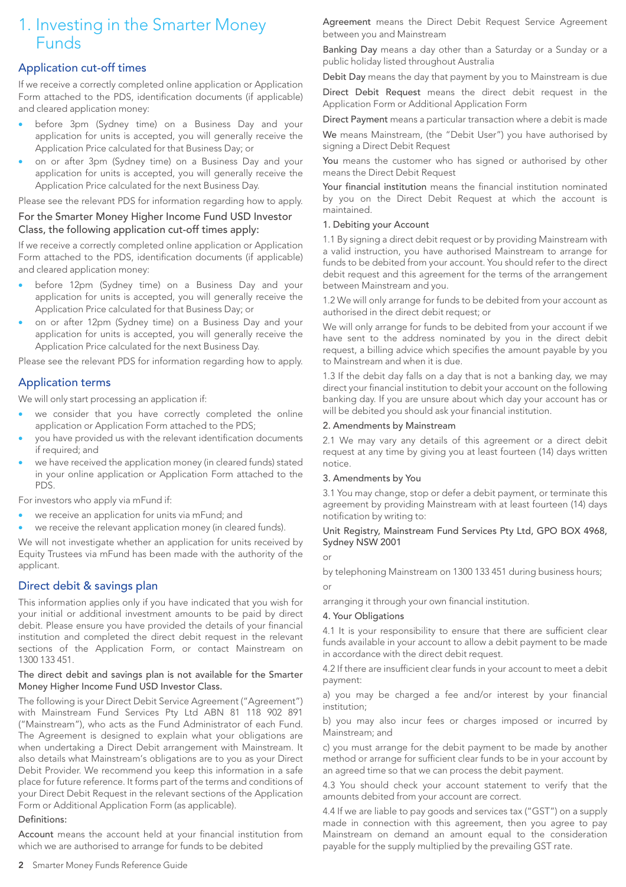# 1. Investing in the Smarter Money Funds

## Application cut-off times

If we receive a correctly completed online application or Application Form attached to the PDS, identification documents (if applicable) and cleared application money:

- before 3pm (Sydney time) on a Business Day and your application for units is accepted, you will generally receive the Application Price calculated for that Business Day; or
- on or after 3pm (Sydney time) on a Business Day and your application for units is accepted, you will generally receive the Application Price calculated for the next Business Day.

Please see the relevant PDS for information regarding how to apply.

### For the Smarter Money Higher Income Fund USD Investor Class, the following application cut-off times apply:

If we receive a correctly completed online application or Application Form attached to the PDS, identification documents (if applicable) and cleared application money:

- before 12pm (Sydney time) on a Business Day and your application for units is accepted, you will generally receive the Application Price calculated for that Business Day; or
- on or after 12pm (Sydney time) on a Business Day and your application for units is accepted, you will generally receive the Application Price calculated for the next Business Day.

Please see the relevant PDS for information regarding how to apply.

## Application terms

We will only start processing an application if:

- we consider that you have correctly completed the online application or Application Form attached to the PDS;
- you have provided us with the relevant identification documents if required; and
- we have received the application money (in cleared funds) stated in your online application or Application Form attached to the PDS.

For investors who apply via mFund if:

- we receive an application for units via mFund; and
- we receive the relevant application money (in cleared funds).

We will not investigate whether an application for units received by Equity Trustees via mFund has been made with the authority of the applicant.

## Direct debit & savings plan

This information applies only if you have indicated that you wish for your initial or additional investment amounts to be paid by direct debit. Please ensure you have provided the details of your financial institution and completed the direct debit request in the relevant sections of the Application Form, or contact Mainstream on 1300 133 451.

**The direct debit and savings plan is not available for the Smarter Money Higher Income Fund USD Investor Class.**

The following is your Direct Debit Service Agreement ("Agreement") with Mainstream Fund Services Pty Ltd ABN 81 118 902 891 ("Mainstream"), who acts as the Fund Administrator of each Fund. The Agreement is designed to explain what your obligations are when undertaking a Direct Debit arrangement with Mainstream. It also details what Mainstream's obligations are to you as your Direct Debit Provider. We recommend you keep this information in a safe place for future reference. It forms part of the terms and conditions of your Direct Debit Request in the relevant sections of the Application Form or Additional Application Form (as applicable).

**Definitions:**

**Account** means the account held at your financial institution from which we are authorised to arrange for funds to be debited

**Agreement** means the Direct Debit Request Service Agreement between you and Mainstream

**Banking Day** means a day other than a Saturday or a Sunday or a public holiday listed throughout Australia

**Debit Day** means the day that payment by you to Mainstream is due

**Direct Debit Request** means the direct debit request in the Application Form or Additional Application Form

**Direct Payment** means a particular transaction where a debit is made

**We** means Mainstream, (the "Debit User") you have authorised by signing a Direct Debit Request

**You** means the customer who has signed or authorised by other means the Direct Debit Request

**Your financial institution** means the financial institution nominated by you on the Direct Debit Request at which the account is maintained.

**1. Debiting your Account**

1.1 By signing a direct debit request or by providing Mainstream with a valid instruction, you have authorised Mainstream to arrange for funds to be debited from your account. You should refer to the direct debit request and this agreement for the terms of the arrangement between Mainstream and you.

1.2 We will only arrange for funds to be debited from your account as authorised in the direct debit request; or

We will only arrange for funds to be debited from your account if we have sent to the address nominated by you in the direct debit request, a billing advice which specifies the amount payable by you to Mainstream and when it is due.

1.3 If the debit day falls on a day that is not a banking day, we may direct your financial institution to debit your account on the following banking day. If you are unsure about which day your account has or will be debited you should ask your financial institution.

**2. Amendments by Mainstream**

2.1 We may vary any details of this agreement or a direct debit request at any time by giving you at least fourteen (14) days written notice.

**3. Amendments by You**

3.1 You may change, stop or defer a debit payment, or terminate this agreement by providing Mainstream with at least fourteen (14) days notification by writing to:

**Unit Registry, Mainstream Fund Services Pty Ltd, GPO BOX 4968, Sydney NSW 2001**

or

by telephoning Mainstream on 1300 133 451 during business hours;

or

arranging it through your own financial institution.

**4. Your Obligations**

4.1 It is your responsibility to ensure that there are sufficient clear funds available in your account to allow a debit payment to be made in accordance with the direct debit request.

4.2 If there are insufficient clear funds in your account to meet a debit payment:

a) you may be charged a fee and/or interest by your financial institution;

b) you may also incur fees or charges imposed or incurred by Mainstream; and

c) you must arrange for the debit payment to be made by another method or arrange for sufficient clear funds to be in your account by an agreed time so that we can process the debit payment.

4.3 You should check your account statement to verify that the amounts debited from your account are correct.

4.4 If we are liable to pay goods and services tax ("GST") on a supply made in connection with this agreement, then you agree to pay Mainstream on demand an amount equal to the consideration payable for the supply multiplied by the prevailing GST rate.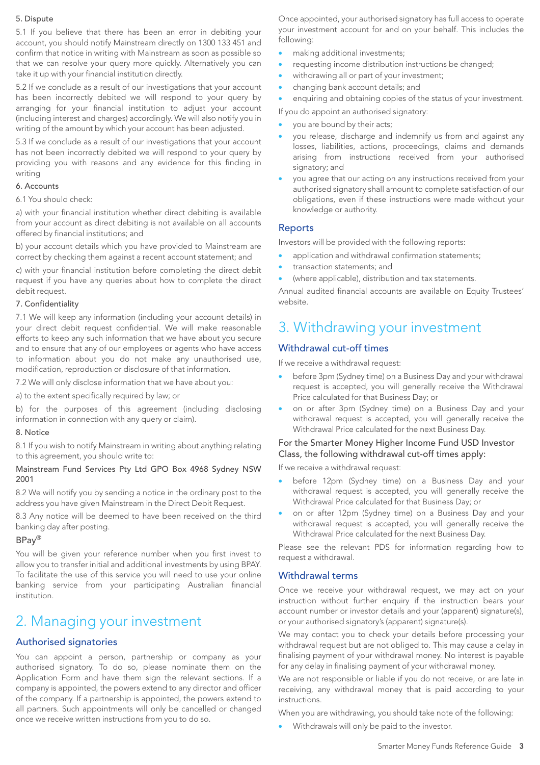5. Dispute

5.1 If you believe that there has been an error in debiting your account, you should notify Mainstream directly on 1300 133 451 and confirm that notice in writing with Mainstream as soon as possible so that we can resolve your query more quickly. Alternatively you can take it up with your financial institution directly.

5.2 If we conclude as a result of our investigations that your account has been incorrectly debited we will respond to your query by arranging for your financial institution to adjust your account (including interest and charges) accordingly. We will also notify you in writing of the amount by which your account has been adjusted.

5.3 If we conclude as a result of our investigations that your account has not been incorrectly debited we will respond to your query by providing you with reasons and any evidence for this finding in writing

6. Accounts

6.1 You should check:

a) with your financial institution whether direct debiting is available from your account as direct debiting is not available on all accounts offered by financial institutions; and

b) your account details which you have provided to Mainstream are correct by checking them against a recent account statement; and

c) with your financial institution before completing the direct debit request if you have any queries about how to complete the direct debit request.

7. Confidentiality

7.1 We will keep any information (including your account details) in your direct debit request confidential. We will make reasonable efforts to keep any such information that we have about you secure and to ensure that any of our employees or agents who have access to information about you do not make any unauthorised use, modification, reproduction or disclosure of that information.

7.2 We will only disclose information that we have about you:

a) to the extent specifically required by law; or

b) for the purposes of this agreement (including disclosing information in connection with any query or claim).

8. Notice

8.1 If you wish to notify Mainstream in writing about anything relating to this agreement, you should write to:

Mainstream Fund Services Pty Ltd GPO Box 4968 Sydney NSW 2001

8.2 We will notify you by sending a notice in the ordinary post to the address you have given Mainstream in the Direct Debit Request.

8.3 Any notice will be deemed to have been received on the third banking day after posting.

BPay®

You will be given your reference number when you first invest to allow you to transfer initial and additional investments by using BPAY. To facilitate the use of this service you will need to use your online banking service from your participating Australian financial institution.

# 2. Managing your investment

## Authorised signatories

You can appoint a person, partnership or company as your authorised signatory. To do so, please nominate them on the Application Form and have them sign the relevant sections. If a company is appointed, the powers extend to any director and officer of the company. If a partnership is appointed, the powers extend to all partners. Such appointments will only be cancelled or changed once we receive written instructions from you to do so.

Once appointed, your authorised signatory has full access to operate your investment account for and on your behalf. This includes the following:

- making additional investments;
- requesting income distribution instructions be changed;
- withdrawing all or part of your investment;
- changing bank account details; and
- enquiring and obtaining copies of the status of your investment.

If you do appoint an authorised signatory:

- you are bound by their acts;
- you release, discharge and indemnify us from and against any losses, liabilities, actions, proceedings, claims and demands arising from instructions received from your authorised signatory; and
- you agree that our acting on any instructions received from your authorised signatory shall amount to complete satisfaction of our obligations, even if these instructions were made without your knowledge or authority.

## Reports

Investors will be provided with the following reports:

- application and withdrawal confirmation statements;
- transaction statements; and
- (where applicable), distribution and tax statements.

Annual audited financial accounts are available on Equity Trustees' website.

# 3. Withdrawing your investment

## Withdrawal cut-off times

If we receive a withdrawal request:

- before 3pm (Sydney time) on a Business Day and your withdrawal request is accepted, you will generally receive the Withdrawal Price calculated for that Business Day; or
- on or after 3pm (Sydney time) on a Business Day and your withdrawal request is accepted, you will generally receive the Withdrawal Price calculated for the next Business Day.

### For the Smarter Money Higher Income Fund USD Investor Class, the following withdrawal cut-off times apply:

If we receive a withdrawal request:

- before 12pm (Sydney time) on a Business Day and your withdrawal request is accepted, you will generally receive the Withdrawal Price calculated for that Business Day; or
- on or after 12pm (Sydney time) on a Business Day and your withdrawal request is accepted, you will generally receive the Withdrawal Price calculated for the next Business Day.

Please see the relevant PDS for information regarding how to request a withdrawal.

## Withdrawal terms

Once we receive your withdrawal request, we may act on your instruction without further enquiry if the instruction bears your account number or investor details and your (apparent) signature(s), or your authorised signatory's (apparent) signature(s).

We may contact you to check your details before processing your withdrawal request but are not obliged to. This may cause a delay in finalising payment of your withdrawal money. No interest is payable for any delay in finalising payment of your withdrawal money.

We are not responsible or liable if you do not receive, or are late in receiving, any withdrawal money that is paid according to your instructions.

When you are withdrawing, you should take note of the following:

- Withdrawals will only be paid to the investor.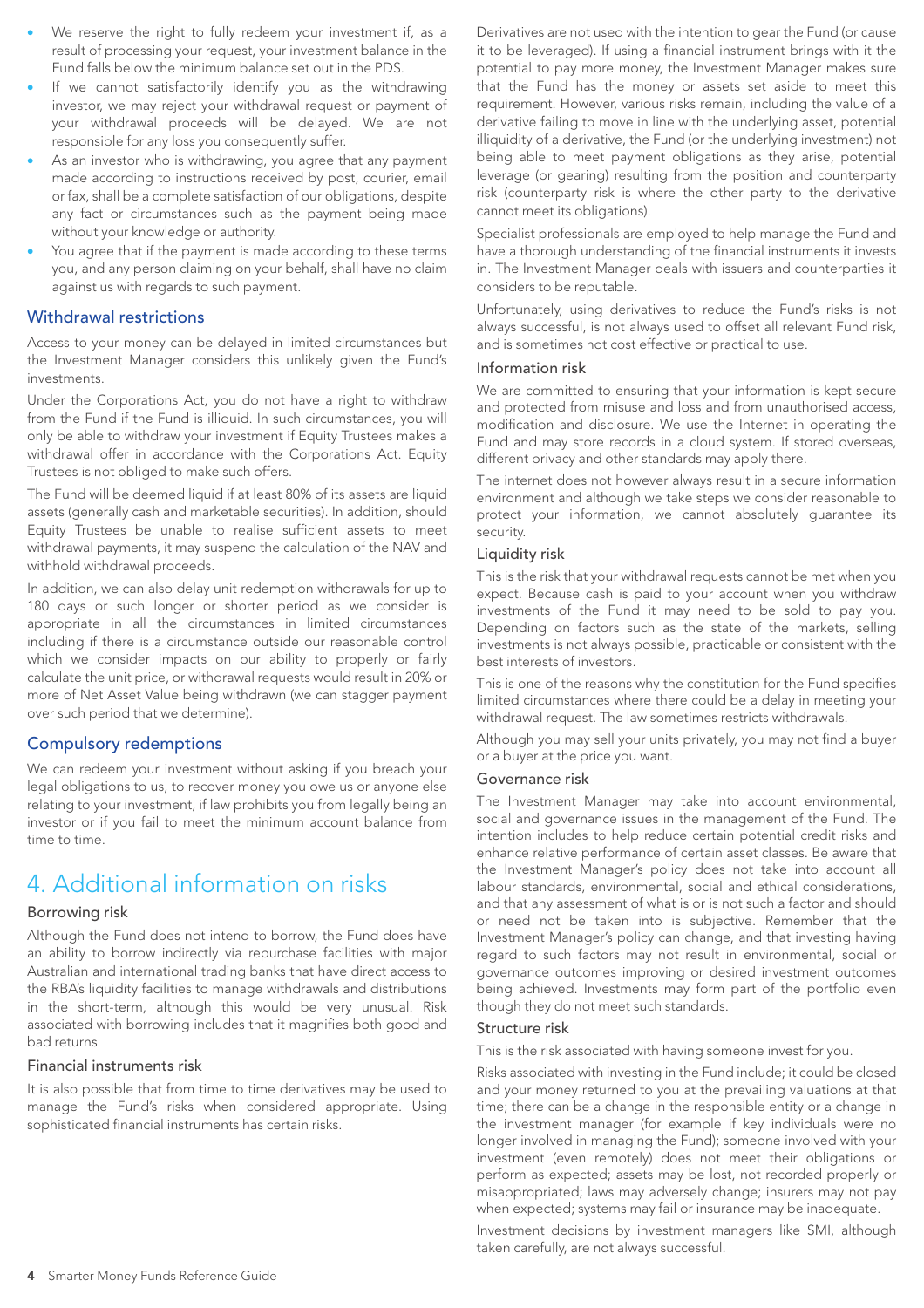- We reserve the right to fully redeem your investment if, as a result of processing your request, your investment balance in the Fund falls below the minimum balance set out in the PDS.
- If we cannot satisfactorily identify you as the withdrawing investor, we may reject your withdrawal request or payment of your withdrawal proceeds will be delayed. We are not responsible for any loss you consequently suffer.
- As an investor who is withdrawing, you agree that any payment made according to instructions received by post, courier, email or fax, shall be a complete satisfaction of our obligations, despite any fact or circumstances such as the payment being made without your knowledge or authority.
- You agree that if the payment is made according to these terms you, and any person claiming on your behalf, shall have no claim against us with regards to such payment.

### Withdrawal restrictions

Access to your money can be delayed in limited circumstances but the Investment Manager considers this unlikely given the Fund's investments.

Under the Corporations Act, you do not have a right to withdraw from the Fund if the Fund is illiquid. In such circumstances, you will only be able to withdraw your investment if Equity Trustees makes a withdrawal offer in accordance with the Corporations Act. Equity Trustees is not obliged to make such offers.

The Fund will be deemed liquid if at least 80% of its assets are liquid assets (generally cash and marketable securities). In addition, should Equity Trustees be unable to realise sufficient assets to meet withdrawal payments, it may suspend the calculation of the NAV and withhold withdrawal proceeds.

In addition, we can also delay unit redemption withdrawals for up to 180 days or such longer or shorter period as we consider is appropriate in all the circumstances in limited circumstances including if there is a circumstance outside our reasonable control which we consider impacts on our ability to properly or fairly calculate the unit price, or withdrawal requests would result in 20% or more of Net Asset Value being withdrawn (we can stagger payment over such period that we determine).

### Compulsory redemptions

We can redeem your investment without asking if you breach your legal obligations to us, to recover money you owe us or anyone else relating to your investment, if law prohibits you from legally being an investor or if you fail to meet the minimum account balance from time to time.

## 4. Additional information on risks

#### Borrowing risk

Although the Fund does not intend to borrow, the Fund does have an ability to borrow indirectly via repurchase facilities with major Australian and international trading banks that have direct access to the RBA's liquidity facilities to manage withdrawals and distributions in the short-term, although this would be very unusual. Risk associated with borrowing includes that it magnifies both good and bad returns

#### Financial instruments risk

It is also possible that from time to time derivatives may be used to manage the Fund's risks when considered appropriate. Using sophisticated financial instruments has certain risks.

Derivatives are not used with the intention to gear the Fund (or cause it to be leveraged). If using a financial instrument brings with it the potential to pay more money, the Investment Manager makes sure that the Fund has the money or assets set aside to meet this requirement. However, various risks remain, including the value of a derivative failing to move in line with the underlying asset, potential illiquidity of a derivative, the Fund (or the underlying investment) not being able to meet payment obligations as they arise, potential leverage (or gearing) resulting from the position and counterparty risk (counterparty risk is where the other party to the derivative cannot meet its obligations).

Specialist professionals are employed to help manage the Fund and have a thorough understanding of the financial instruments it invests in. The Investment Manager deals with issuers and counterparties it considers to be reputable.

Unfortunately, using derivatives to reduce the Fund's risks is not always successful, is not always used to offset all relevant Fund risk, and is sometimes not cost effective or practical to use.

#### Information risk

We are committed to ensuring that your information is kept secure and protected from misuse and loss and from unauthorised access, modification and disclosure. We use the Internet in operating the Fund and may store records in a cloud system. If stored overseas, different privacy and other standards may apply there.

The internet does not however always result in a secure information environment and although we take steps we consider reasonable to protect your information, we cannot absolutely guarantee its security.

#### Liquidity risk

This is the risk that your withdrawal requests cannot be met when you expect. Because cash is paid to your account when you withdraw investments of the Fund it may need to be sold to pay you. Depending on factors such as the state of the markets, selling investments is not always possible, practicable or consistent with the best interests of investors.

This is one of the reasons why the constitution for the Fund specifies limited circumstances where there could be a delay in meeting your withdrawal request. The law sometimes restricts withdrawals.

Although you may sell your units privately, you may not find a buyer or a buyer at the price you want.

#### Governance risk

The Investment Manager may take into account environmental, social and governance issues in the management of the Fund. The intention includes to help reduce certain potential credit risks and enhance relative performance of certain asset classes. Be aware that the Investment Manager's policy does not take into account all labour standards, environmental, social and ethical considerations, and that any assessment of what is or is not such a factor and should or need not be taken into is subjective. Remember that the Investment Manager's policy can change, and that investing having regard to such factors may not result in environmental, social or governance outcomes improving or desired investment outcomes being achieved. Investments may form part of the portfolio even though they do not meet such standards.

#### Structure risk

This is the risk associated with having someone invest for you.

Risks associated with investing in the Fund include; it could be closed and your money returned to you at the prevailing valuations at that time; there can be a change in the responsible entity or a change in the investment manager (for example if key individuals were no longer involved in managing the Fund); someone involved with your investment (even remotely) does not meet their obligations or perform as expected; assets may be lost, not recorded properly or misappropriated; laws may adversely change; insurers may not pay when expected; systems may fail or insurance may be inadequate.

Investment decisions by investment managers like SMI, although taken carefully, are not always successful.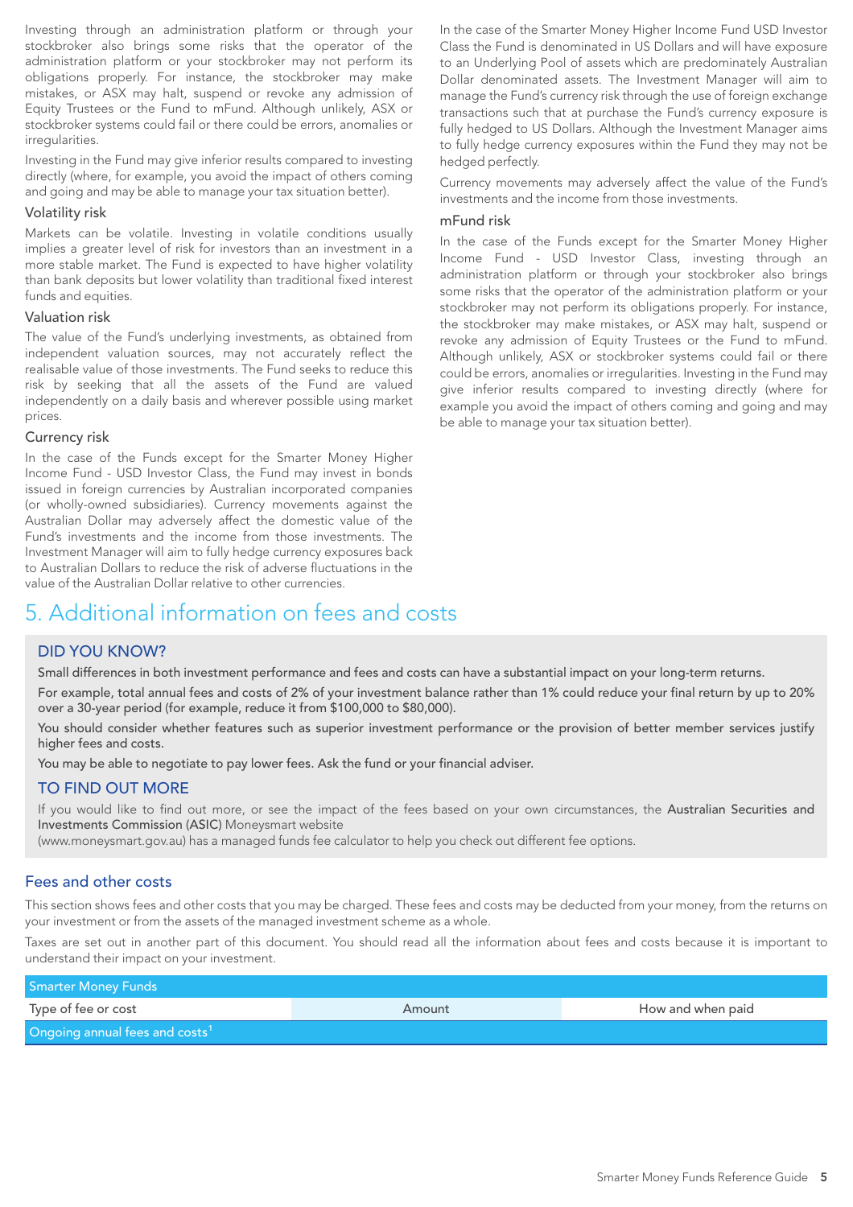Investing through an administration platform or through your stockbroker also brings some risks that the operator of the administration platform or your stockbroker may not perform its obligations properly. For instance, the stockbroker may make mistakes, or ASX may halt, suspend or revoke any admission of Equity Trustees or the Fund to mFund. Although unlikely, ASX or stockbroker systems could fail or there could be errors, anomalies or irregularities.

Investing in the Fund may give inferior results compared to investing directly (where, for example, you avoid the impact of others coming and going and may be able to manage your tax situation better).

### Volatility risk

Markets can be volatile. Investing in volatile conditions usually implies a greater level of risk for investors than an investment in a more stable market. The Fund is expected to have higher volatility than bank deposits but lower volatility than traditional fixed interest funds and equities.

### Valuation risk

The value of the Fund's underlying investments, as obtained from independent valuation sources, may not accurately reflect the realisable value of those investments. The Fund seeks to reduce this risk by seeking that all the assets of the Fund are valued independently on a daily basis and wherever possible using market prices.

### Currency risk

In the case of the Funds except for the Smarter Money Higher Income Fund - USD Investor Class, the Fund may invest in bonds issued in foreign currencies by Australian incorporated companies (or wholly-owned subsidiaries). Currency movements against the Australian Dollar may adversely affect the domestic value of the Fund's investments and the income from those investments. The Investment Manager will aim to fully hedge currency exposures back to Australian Dollars to reduce the risk of adverse fluctuations in the value of the Australian Dollar relative to other currencies.

In the case of the Smarter Money Higher Income Fund USD Investor Class the Fund is denominated in US Dollars and will have exposure to an Underlying Pool of assets which are predominately Australian Dollar denominated assets. The Investment Manager will aim to manage the Fund's currency risk through the use of foreign exchange transactions such that at purchase the Fund's currency exposure is fully hedged to US Dollars. Although the Investment Manager aims to fully hedge currency exposures within the Fund they may not be hedged perfectly.

Currency movements may adversely affect the value of the Fund's investments and the income from those investments.

### mFund risk

In the case of the Funds except for the Smarter Money Higher Income Fund - USD Investor Class, investing through an administration platform or through your stockbroker also brings some risks that the operator of the administration platform or your stockbroker may not perform its obligations properly. For instance, the stockbroker may make mistakes, or ASX may halt, suspend or revoke any admission of Equity Trustees or the Fund to mFund. Although unlikely, ASX or stockbroker systems could fail or there could be errors, anomalies or irregularities. Investing in the Fund may give inferior results compared to investing directly (where for example you avoid the impact of others coming and going and may be able to manage your tax situation better).

# 5. Additional information on fees and costs

### DID YOU KNOW?

**Small differences in both investment performance and fees and costs can have a substantial impact on your long-term returns.**

**For example, total annual fees and costs of 2% of your investment balance rather than 1% could reduce your final return by up to 20% over a 30-year period (for example, reduce it from $100,000 to $80,000).**

**You should consider whether features such as superior investment performance or the provision of better member services justify higher fees and costs.**

**You may be able to negotiate to pay lower fees. Ask the fund or your financial adviser.**

### TO FIND OUT MORE

If you would like to find out more, or see the impact of the fees based on your own circumstances, the **Australian Securities and Investments Commission (ASIC)** Moneysmart website (www.moneysmart.gov.au) has a managed funds fee calculator to help you check out different fee options.

### Fees and other costs

This section shows fees and other costs that you may be charged. These fees and costs may be deducted from your money, from the returns on your investment or from the assets of the managed investment scheme as a whole.

Taxes are set out in another part of this document. You should read all the information about fees and costs because it is important to understand their impact on your investment.

| Smarter Money Funds | | |
|---|---|---|
| Type of fee or cost | Amount | How and when paid |
| Ongoing annual fees and costs[1] | | |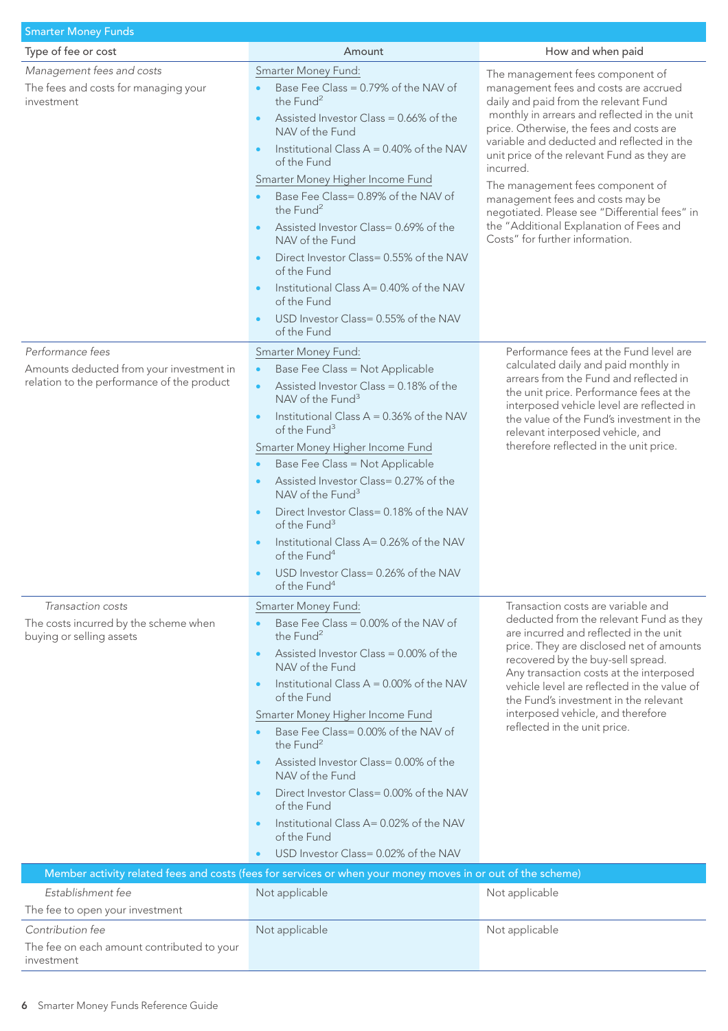| Smarter Money Funds | | |
|---|---|---|
| **Type of fee or cost** | **Amount** | **How and when paid** |
| *Management fees and costs*<br>The fees and costs for managing your investment | Smarter Money Fund:<br>• Base Fee Class = 0.79% of the NAV of the Fund[2]<br>• Assisted Investor Class = 0.66% of the NAV of the Fund<br>• Institutional Class A = 0.40% of the NAV of the Fund<br>Smarter Money Higher Income Fund<br>• Base Fee Class= 0.89% of the NAV of the Fund[2]<br>• Assisted Investor Class= 0.69% of the NAV of the Fund<br>• Direct Investor Class= 0.55% of the NAV of the Fund<br>• Institutional Class A= 0.40% of the NAV of the Fund<br>• USD Investor Class= 0.55% of the NAV of the Fund | The management fees component of management fees and costs are accrued daily and paid from the relevant Fund monthly in arrears and reflected in the unit price. Otherwise, the fees and costs are variable and deducted and reflected in the unit price of the relevant Fund as they are incurred.<br>The management fees component of management fees and costs may be negotiated. Please see "Differential fees" in the "Additional Explanation of Fees and Costs" for further information. |
| *Performance fees*<br>Amounts deducted from your investment in relation to the performance of the product | Smarter Money Fund:<br>• Base Fee Class = Not Applicable<br>• Assisted Investor Class = 0.18% of the NAV of the Fund[3]<br>• Institutional Class A = 0.36% of the NAV of the Fund[3]<br>Smarter Money Higher Income Fund<br>• Base Fee Class = Not Applicable<br>• Assisted Investor Class= 0.27% of the NAV of the Fund[3]<br>• Direct Investor Class= 0.18% of the NAV of the Fund[3]<br>• Institutional Class A= 0.26% of the NAV of the Fund[4]<br>• USD Investor Class= 0.26% of the NAV of the Fund[4] | Performance fees at the Fund level are calculated daily and paid monthly in arrears from the Fund and reflected in the unit price. Performance fees at the interposed vehicle level are reflected in the value of the Fund's investment in the relevant interposed vehicle, and therefore reflected in the unit price. |
| *Transaction costs*<br>The costs incurred by the scheme when buying or selling assets | Smarter Money Fund:<br>• Base Fee Class = 0.00% of the NAV of the Fund[2]<br>• Assisted Investor Class = 0.00% of the NAV of the Fund<br>• Institutional Class A = 0.00% of the NAV of the Fund<br>Smarter Money Higher Income Fund<br>• Base Fee Class= 0.00% of the NAV of the Fund[2]<br>• Assisted Investor Class= 0.00% of the NAV of the Fund<br>• Direct Investor Class= 0.00% of the NAV of the Fund<br>• Institutional Class A= 0.02% of the NAV of the Fund<br>• USD Investor Class= 0.02% of the NAV | Transaction costs are variable and deducted from the relevant Fund as they are incurred and reflected in the unit price. They are disclosed net of amounts recovered by the buy-sell spread. Any transaction costs at the interposed vehicle level are reflected in the value of the Fund's investment in the relevant interposed vehicle, and therefore reflected in the unit price. |
| **Member activity related fees and costs (fees for services or when your money moves in or out of the scheme)** | | |
| *Establishment fee*<br>The fee to open your investment | Not applicable | Not applicable |
| *Contribution fee*<br>The fee on each amount contributed to your investment | Not applicable | Not applicable |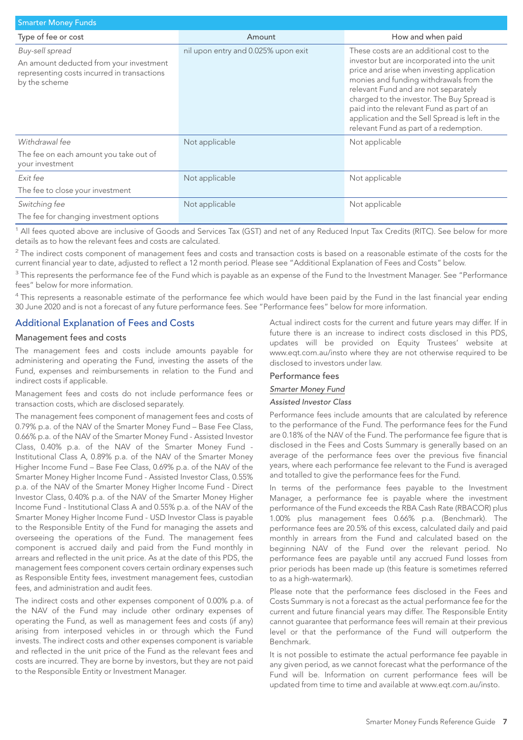| Smarter Money Funds | | |
|---|---|---|
| Type of fee or cost | Amount | How and when paid |
| *Buy-sell spread*<br>An amount deducted from your investment representing costs incurred in transactions by the scheme | nil upon entry and 0.025% upon exit | These costs are an additional cost to the investor but are incorporated into the unit price and arise when investing application monies and funding withdrawals from the relevant Fund and are not separately charged to the investor. The Buy Spread is paid into the relevant Fund as part of an application and the Sell Spread is left in the relevant Fund as part of a redemption. |
| *Withdrawal fee*<br>The fee on each amount you take out of your investment | Not applicable | Not applicable |
| *Exit fee*<br>The fee to close your investment | Not applicable | Not applicable |
| *Switching fee*<br>The fee for changing investment options | Not applicable | Not applicable |

[1] All fees quoted above are inclusive of Goods and Services Tax (GST) and net of any Reduced Input Tax Credits (RITC). See below for more details as to how the relevant fees and costs are calculated.

[2] The indirect costs component of management fees and costs and transaction costs is based on a reasonable estimate of the costs for the current financial year to date, adjusted to reflect a 12 month period. Please see "Additional Explanation of Fees and Costs" below.

[3] This represents the performance fee of the Fund which is payable as an expense of the Fund to the Investment Manager. See "Performance fees" below for more information.

[4] This represents a reasonable estimate of the performance fee which would have been paid by the Fund in the last financial year ending 30 June 2020 and is not a forecast of any future performance fees. See "Performance fees" below for more information.

## Additional Explanation of Fees and Costs

### Management fees and costs

The management fees and costs include amounts payable for administering and operating the Fund, investing the assets of the Fund, expenses and reimbursements in relation to the Fund and indirect costs if applicable.

Management fees and costs do not include performance fees or transaction costs, which are disclosed separately.

The management fees component of management fees and costs of 0.79% p.a. of the NAV of the Smarter Money Fund – Base Fee Class, 0.66% p.a. of the NAV of the Smarter Money Fund - Assisted Investor Class, 0.40% p.a. of the NAV of the Smarter Money Fund - Institutional Class A, 0.89% p.a. of the NAV of the Smarter Money Higher Income Fund – Base Fee Class, 0.69% p.a. of the NAV of the Smarter Money Higher Income Fund - Assisted Investor Class, 0.55% p.a. of the NAV of the Smarter Money Higher Income Fund - Direct Investor Class, 0.40% p.a. of the NAV of the Smarter Money Higher Income Fund - Institutional Class A and 0.55% p.a. of the NAV of the Smarter Money Higher Income Fund - USD Investor Class is payable to the Responsible Entity of the Fund for managing the assets and overseeing the operations of the Fund. The management fees component is accrued daily and paid from the Fund monthly in arrears and reflected in the unit price. As at the date of this PDS, the management fees component covers certain ordinary expenses such as Responsible Entity fees, investment management fees, custodian fees, and administration and audit fees.

The indirect costs and other expenses component of 0.00% p.a. of the NAV of the Fund may include other ordinary expenses of operating the Fund, as well as management fees and costs (if any) arising from interposed vehicles in or through which the Fund invests. The indirect costs and other expenses component is variable and reflected in the unit price of the Fund as the relevant fees and costs are incurred. They are borne by investors, but they are not paid to the Responsible Entity or Investment Manager.

Actual indirect costs for the current and future years may differ. If in future there is an increase to indirect costs disclosed in this PDS, updates will be provided on Equity Trustees' website at www.eqt.com.au/insto where they are not otherwise required to be disclosed to investors under law.

### Performance fees

<u>*Smarter Money Fund*</u>

*Assisted Investor Class*

Performance fees include amounts that are calculated by reference to the performance of the Fund. The performance fees for the Fund are 0.18% of the NAV of the Fund. The performance fee figure that is disclosed in the Fees and Costs Summary is generally based on an average of the performance fees over the previous five financial years, where each performance fee relevant to the Fund is averaged and totalled to give the performance fees for the Fund.

In terms of the performance fees payable to the Investment Manager, a performance fee is payable where the investment performance of the Fund exceeds the RBA Cash Rate (RBACOR) plus 1.00% plus management fees 0.66% p.a. (Benchmark). The performance fees are 20.5% of this excess, calculated daily and paid monthly in arrears from the Fund and calculated based on the beginning NAV of the Fund over the relevant period. No performance fees are payable until any accrued Fund losses from prior periods has been made up (this feature is sometimes referred to as a high-watermark).

Please note that the performance fees disclosed in the Fees and Costs Summary is not a forecast as the actual performance fee for the current and future financial years may differ. The Responsible Entity cannot guarantee that performance fees will remain at their previous level or that the performance of the Fund will outperform the Benchmark.

It is not possible to estimate the actual performance fee payable in any given period, as we cannot forecast what the performance of the Fund will be. Information on current performance fees will be updated from time to time and available at www.eqt.com.au/insto.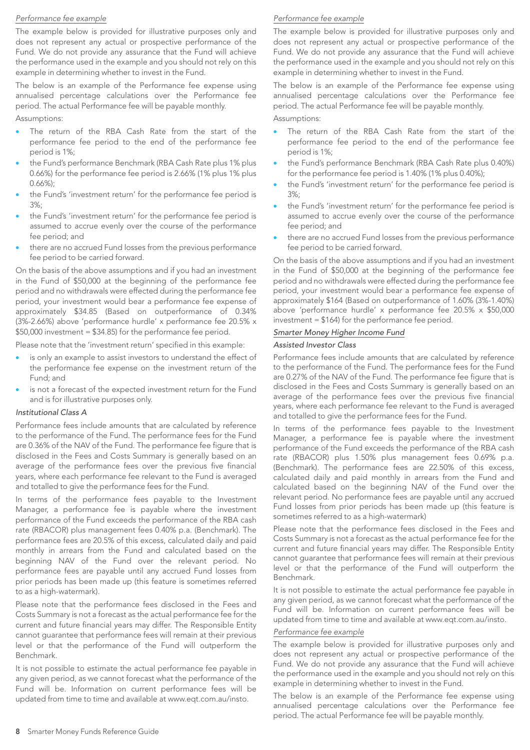*Performance fee example*

The example below is provided for illustrative purposes only and does not represent any actual or prospective performance of the Fund. We do not provide any assurance that the Fund will achieve the performance used in the example and you should not rely on this example in determining whether to invest in the Fund.

The below is an example of the Performance fee expense using annualised percentage calculations over the Performance fee period. The actual Performance fee will be payable monthly.

Assumptions:

- The return of the RBA Cash Rate from the start of the performance fee period to the end of the performance fee period is 1%;
- the Fund's performance Benchmark (RBA Cash Rate plus 1% plus 0.66%) for the performance fee period is 2.66% (1% plus 1% plus 0.66%);
- the Fund's 'investment return' for the performance fee period is 3%;
- the Fund's 'investment return' for the performance fee period is assumed to accrue evenly over the course of the performance fee period; and
- there are no accrued Fund losses from the previous performance fee period to be carried forward.

On the basis of the above assumptions and if you had an investment in the Fund of $50,000 at the beginning of the performance fee period and no withdrawals were effected during the performance fee period, your investment would bear a performance fee expense of approximately $34.85 (Based on outperformance of 0.34% (3%-2.66%) above 'performance hurdle' x performance fee 20.5% x $50,000 investment = $34.85) for the performance fee period.

Please note that the 'investment return' specified in this example:

- is only an example to assist investors to understand the effect of the performance fee expense on the investment return of the Fund; and
- is not a forecast of the expected investment return for the Fund and is for illustrative purposes only.

*Institutional Class A*

Performance fees include amounts that are calculated by reference to the performance of the Fund. The performance fees for the Fund are 0.36% of the NAV of the Fund. The performance fee figure that is disclosed in the Fees and Costs Summary is generally based on an average of the performance fees over the previous five financial years, where each performance fee relevant to the Fund is averaged and totalled to give the performance fees for the Fund.

In terms of the performance fees payable to the Investment Manager, a performance fee is payable where the investment performance of the Fund exceeds the performance of the RBA cash rate (RBACOR) plus management fees 0.40% p.a. (Benchmark). The performance fees are 20.5% of this excess, calculated daily and paid monthly in arrears from the Fund and calculated based on the beginning NAV of the Fund over the relevant period. No performance fees are payable until any accrued Fund losses from prior periods has been made up (this feature is sometimes referred to as a high-watermark).

Please note that the performance fees disclosed in the Fees and Costs Summary is not a forecast as the actual performance fee for the current and future financial years may differ. The Responsible Entity cannot guarantee that performance fees will remain at their previous level or that the performance of the Fund will outperform the Benchmark.

It is not possible to estimate the actual performance fee payable in any given period, as we cannot forecast what the performance of the Fund will be. Information on current performance fees will be updated from time to time and available at www.eqt.com.au/insto.

*Performance fee example*

The example below is provided for illustrative purposes only and does not represent any actual or prospective performance of the Fund. We do not provide any assurance that the Fund will achieve the performance used in the example and you should not rely on this example in determining whether to invest in the Fund.

The below is an example of the Performance fee expense using annualised percentage calculations over the Performance fee period. The actual Performance fee will be payable monthly.

Assumptions:

- The return of the RBA Cash Rate from the start of the performance fee period to the end of the performance fee period is 1%;
- the Fund's performance Benchmark (RBA Cash Rate plus 0.40%) for the performance fee period is 1.40% (1% plus 0.40%);
- the Fund's 'investment return' for the performance fee period is 3%;
- the Fund's 'investment return' for the performance fee period is assumed to accrue evenly over the course of the performance fee period; and
- there are no accrued Fund losses from the previous performance fee period to be carried forward.

On the basis of the above assumptions and if you had an investment in the Fund of $50,000 at the beginning of the performance fee period and no withdrawals were effected during the performance fee period, your investment would bear a performance fee expense of approximately $164 (Based on outperformance of 1.60% (3%-1.40%) above 'performance hurdle' x performance fee 20.5% x $50,000 investment = $164) for the performance fee period.

## Smarter Money Higher Income Fund

*Assisted Investor Class*

Performance fees include amounts that are calculated by reference to the performance of the Fund. The performance fees for the Fund are 0.27% of the NAV of the Fund. The performance fee figure that is disclosed in the Fees and Costs Summary is generally based on an average of the performance fees over the previous five financial years, where each performance fee relevant to the Fund is averaged and totalled to give the performance fees for the Fund.

In terms of the performance fees payable to the Investment Manager, a performance fee is payable where the investment performance of the Fund exceeds the performance of the RBA cash rate (RBACOR) plus 1.50% plus management fees 0.69% p.a. (Benchmark). The performance fees are 22.50% of this excess, calculated daily and paid monthly in arrears from the Fund and calculated based on the beginning NAV of the Fund over the relevant period. No performance fees are payable until any accrued Fund losses from prior periods has been made up (this feature is sometimes referred to as a high-watermark)

Please note that the performance fees disclosed in the Fees and Costs Summary is not a forecast as the actual performance fee for the current and future financial years may differ. The Responsible Entity cannot guarantee that performance fees will remain at their previous level or that the performance of the Fund will outperform the Benchmark.

It is not possible to estimate the actual performance fee payable in any given period, as we cannot forecast what the performance of the Fund will be. Information on current performance fees will be updated from time to time and available at www.eqt.com.au/insto.

*Performance fee example*

The example below is provided for illustrative purposes only and does not represent any actual or prospective performance of the Fund. We do not provide any assurance that the Fund will achieve the performance used in the example and you should not rely on this example in determining whether to invest in the Fund.

The below is an example of the Performance fee expense using annualised percentage calculations over the Performance fee period. The actual Performance fee will be payable monthly.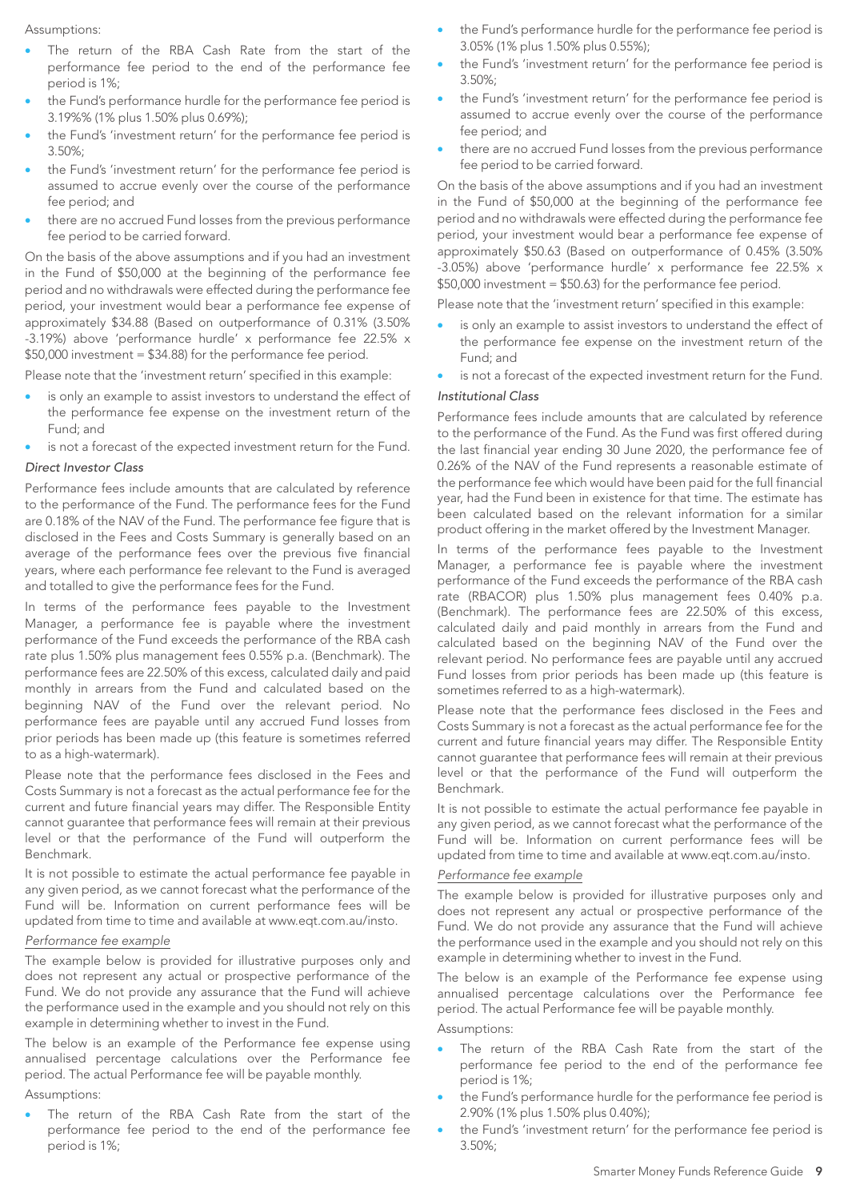Assumptions:

- The return of the RBA Cash Rate from the start of the performance fee period to the end of the performance fee period is 1%;
- the Fund's performance hurdle for the performance fee period is 3.19%% (1% plus 1.50% plus 0.69%);
- the Fund's 'investment return' for the performance fee period is 3.50%;
- the Fund's 'investment return' for the performance fee period is assumed to accrue evenly over the course of the performance fee period; and
- there are no accrued Fund losses from the previous performance fee period to be carried forward.

On the basis of the above assumptions and if you had an investment in the Fund of $50,000 at the beginning of the performance fee period and no withdrawals were effected during the performance fee period, your investment would bear a performance fee expense of approximately $34.88 (Based on outperformance of 0.31% (3.50% -3.19%) above 'performance hurdle' x performance fee 22.5% x $50,000 investment = $34.88) for the performance fee period.

Please note that the 'investment return' specified in this example:

- is only an example to assist investors to understand the effect of the performance fee expense on the investment return of the Fund; and
- is not a forecast of the expected investment return for the Fund.

*Direct Investor Class*

Performance fees include amounts that are calculated by reference to the performance of the Fund. The performance fees for the Fund are 0.18% of the NAV of the Fund. The performance fee figure that is disclosed in the Fees and Costs Summary is generally based on an average of the performance fees over the previous five financial years, where each performance fee relevant to the Fund is averaged and totalled to give the performance fees for the Fund.

In terms of the performance fees payable to the Investment Manager, a performance fee is payable where the investment performance of the Fund exceeds the performance of the RBA cash rate plus 1.50% plus management fees 0.55% p.a. (Benchmark). The performance fees are 22.50% of this excess, calculated daily and paid monthly in arrears from the Fund and calculated based on the beginning NAV of the Fund over the relevant period. No performance fees are payable until any accrued Fund losses from prior periods has been made up (this feature is sometimes referred to as a high-watermark).

Please note that the performance fees disclosed in the Fees and Costs Summary is not a forecast as the actual performance fee for the current and future financial years may differ. The Responsible Entity cannot guarantee that performance fees will remain at their previous level or that the performance of the Fund will outperform the Benchmark.

It is not possible to estimate the actual performance fee payable in any given period, as we cannot forecast what the performance of the Fund will be. Information on current performance fees will be updated from time to time and available at www.eqt.com.au/insto.

*Performance fee example*

The example below is provided for illustrative purposes only and does not represent any actual or prospective performance of the Fund. We do not provide any assurance that the Fund will achieve the performance used in the example and you should not rely on this example in determining whether to invest in the Fund.

The below is an example of the Performance fee expense using annualised percentage calculations over the Performance fee period. The actual Performance fee will be payable monthly.

Assumptions:

- The return of the RBA Cash Rate from the start of the performance fee period to the end of the performance fee period is 1%;
- the Fund's performance hurdle for the performance fee period is 3.05% (1% plus 1.50% plus 0.55%);
- the Fund's 'investment return' for the performance fee period is 3.50%;
- the Fund's 'investment return' for the performance fee period is assumed to accrue evenly over the course of the performance fee period; and
- there are no accrued Fund losses from the previous performance fee period to be carried forward.

On the basis of the above assumptions and if you had an investment in the Fund of $50,000 at the beginning of the performance fee period and no withdrawals were effected during the performance fee period, your investment would bear a performance fee expense of approximately $50.63 (Based on outperformance of 0.45% (3.50% -3.05%) above 'performance hurdle' x performance fee 22.5% x $50,000 investment = $50.63) for the performance fee period.

Please note that the 'investment return' specified in this example:

- is only an example to assist investors to understand the effect of the performance fee expense on the investment return of the Fund; and
- is not a forecast of the expected investment return for the Fund.

*Institutional Class*

Performance fees include amounts that are calculated by reference to the performance of the Fund. As the Fund was first offered during the last financial year ending 30 June 2020, the performance fee of 0.26% of the NAV of the Fund represents a reasonable estimate of the performance fee which would have been paid for the full financial year, had the Fund been in existence for that time. The estimate has been calculated based on the relevant information for a similar product offering in the market offered by the Investment Manager.

In terms of the performance fees payable to the Investment Manager, a performance fee is payable where the investment performance of the Fund exceeds the performance of the RBA cash rate (RBACOR) plus 1.50% plus management fees 0.40% p.a. (Benchmark). The performance fees are 22.50% of this excess, calculated daily and paid monthly in arrears from the Fund and calculated based on the beginning NAV of the Fund over the relevant period. No performance fees are payable until any accrued Fund losses from prior periods has been made up (this feature is sometimes referred to as a high-watermark).

Please note that the performance fees disclosed in the Fees and Costs Summary is not a forecast as the actual performance fee for the current and future financial years may differ. The Responsible Entity cannot guarantee that performance fees will remain at their previous level or that the performance of the Fund will outperform the Benchmark.

It is not possible to estimate the actual performance fee payable in any given period, as we cannot forecast what the performance of the Fund will be. Information on current performance fees will be updated from time to time and available at www.eqt.com.au/insto.

*Performance fee example*

The example below is provided for illustrative purposes only and does not represent any actual or prospective performance of the Fund. We do not provide any assurance that the Fund will achieve the performance used in the example and you should not rely on this example in determining whether to invest in the Fund.

The below is an example of the Performance fee expense using annualised percentage calculations over the Performance fee period. The actual Performance fee will be payable monthly.

Assumptions:

- The return of the RBA Cash Rate from the start of the performance fee period to the end of the performance fee period is 1%;
- the Fund's performance hurdle for the performance fee period is 2.90% (1% plus 1.50% plus 0.40%);
- the Fund's 'investment return' for the performance fee period is 3.50%;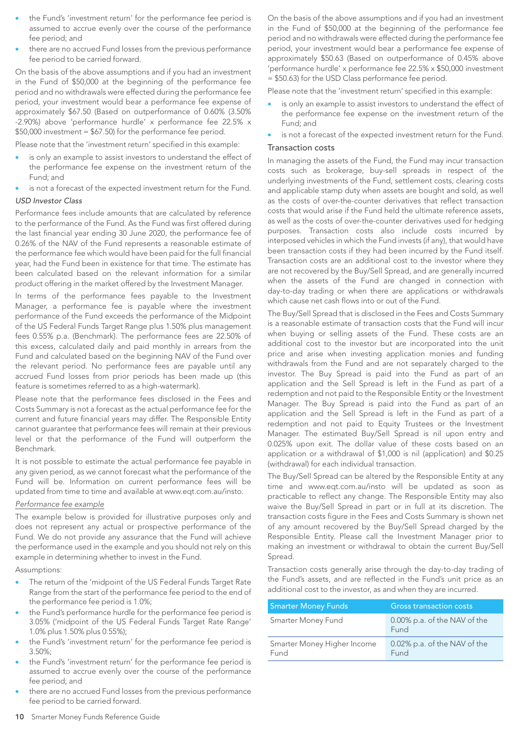- the Fund's 'investment return' for the performance fee period is assumed to accrue evenly over the course of the performance fee period; and
- there are no accrued Fund losses from the previous performance fee period to be carried forward.

On the basis of the above assumptions and if you had an investment in the Fund of $50,000 at the beginning of the performance fee period and no withdrawals were effected during the performance fee period, your investment would bear a performance fee expense of approximately $67.50 (Based on outperformance of 0.60% (3.50% -2.90%) above 'performance hurdle' x performance fee 22.5% x $50,000 investment = $67.50) for the performance fee period.

Please note that the 'investment return' specified in this example:

- is only an example to assist investors to understand the effect of the performance fee expense on the investment return of the Fund; and
- is not a forecast of the expected investment return for the Fund.

*USD Investor Class*

Performance fees include amounts that are calculated by reference to the performance of the Fund. As the Fund was first offered during the last financial year ending 30 June 2020, the performance fee of 0.26% of the NAV of the Fund represents a reasonable estimate of the performance fee which would have been paid for the full financial year, had the Fund been in existence for that time. The estimate has been calculated based on the relevant information for a similar product offering in the market offered by the Investment Manager.

In terms of the performance fees payable to the Investment Manager, a performance fee is payable where the investment performance of the Fund exceeds the performance of the Midpoint of the US Federal Funds Target Range plus 1.50% plus management fees 0.55% p.a. (Benchmark). The performance fees are 22.50% of this excess, calculated daily and paid monthly in arrears from the Fund and calculated based on the beginning NAV of the Fund over the relevant period. No performance fees are payable until any accrued Fund losses from prior periods has been made up (this feature is sometimes referred to as a high-watermark).

Please note that the performance fees disclosed in the Fees and Costs Summary is not a forecast as the actual performance fee for the current and future financial years may differ. The Responsible Entity cannot guarantee that performance fees will remain at their previous level or that the performance of the Fund will outperform the Benchmark.

It is not possible to estimate the actual performance fee payable in any given period, as we cannot forecast what the performance of the Fund will be. Information on current performance fees will be updated from time to time and available at www.eqt.com.au/insto.

*Performance fee example*

The example below is provided for illustrative purposes only and does not represent any actual or prospective performance of the Fund. We do not provide any assurance that the Fund will achieve the performance used in the example and you should not rely on this example in determining whether to invest in the Fund.

Assumptions:

- The return of the 'midpoint of the US Federal Funds Target Rate Range from the start of the performance fee period to the end of the performance fee period is 1.0%;
- the Fund's performance hurdle for the performance fee period is 3.05% ('midpoint of the US Federal Funds Target Rate Range' 1.0% plus 1.50% plus 0.55%);
- the Fund's 'investment return' for the performance fee period is 3.50%;
- the Fund's 'investment return' for the performance fee period is assumed to accrue evenly over the course of the performance fee period; and
- there are no accrued Fund losses from the previous performance fee period to be carried forward.

On the basis of the above assumptions and if you had an investment in the Fund of $50,000 at the beginning of the performance fee period and no withdrawals were effected during the performance fee period, your investment would bear a performance fee expense of approximately $50.63 (Based on outperformance of 0.45% above 'performance hurdle' x performance fee 22.5% x $50,000 investment = $50.63) for the USD Class performance fee period.

Please note that the 'investment return' specified in this example:

- is only an example to assist investors to understand the effect of the performance fee expense on the investment return of the Fund; and
- is not a forecast of the expected investment return for the Fund.

### Transaction costs

In managing the assets of the Fund, the Fund may incur transaction costs such as brokerage, buy-sell spreads in respect of the underlying investments of the Fund, settlement costs, clearing costs and applicable stamp duty when assets are bought and sold, as well as the costs of over-the-counter derivatives that reflect transaction costs that would arise if the Fund held the ultimate reference assets, as well as the costs of over-the-counter derivatives used for hedging purposes. Transaction costs also include costs incurred by interposed vehicles in which the Fund invests (if any), that would have been transaction costs if they had been incurred by the Fund itself. Transaction costs are an additional cost to the investor where they are not recovered by the Buy/Sell Spread, and are generally incurred when the assets of the Fund are changed in connection with day-to-day trading or when there are applications or withdrawals which cause net cash flows into or out of the Fund.

The Buy/Sell Spread that is disclosed in the Fees and Costs Summary is a reasonable estimate of transaction costs that the Fund will incur when buying or selling assets of the Fund. These costs are an additional cost to the investor but are incorporated into the unit price and arise when investing application monies and funding withdrawals from the Fund and are not separately charged to the investor. The Buy Spread is paid into the Fund as part of an application and the Sell Spread is left in the Fund as part of a redemption and not paid to the Responsible Entity or the Investment Manager. The Buy Spread is paid into the Fund as part of an application and the Sell Spread is left in the Fund as part of a redemption and not paid to Equity Trustees or the Investment Manager. The estimated Buy/Sell Spread is nil upon entry and 0.025% upon exit. The dollar value of these costs based on an application or a withdrawal of $1,000 is nil (application) and $0.25 (withdrawal) for each individual transaction.

The Buy/Sell Spread can be altered by the Responsible Entity at any time and www.eqt.com.au/insto will be updated as soon as practicable to reflect any change. The Responsible Entity may also waive the Buy/Sell Spread in part or in full at its discretion. The transaction costs figure in the Fees and Costs Summary is shown net of any amount recovered by the Buy/Sell Spread charged by the Responsible Entity. Please call the Investment Manager prior to making an investment or withdrawal to obtain the current Buy/Sell Spread.

Transaction costs generally arise through the day-to-day trading of the Fund's assets, and are reflected in the Fund's unit price as an additional cost to the investor, as and when they are incurred.

| Smarter Money Funds | Gross transaction costs |
|---|---|
| Smarter Money Fund | 0.00% p.a. of the NAV of the Fund |
| Smarter Money Higher Income Fund | 0.02% p.a. of the NAV of the Fund |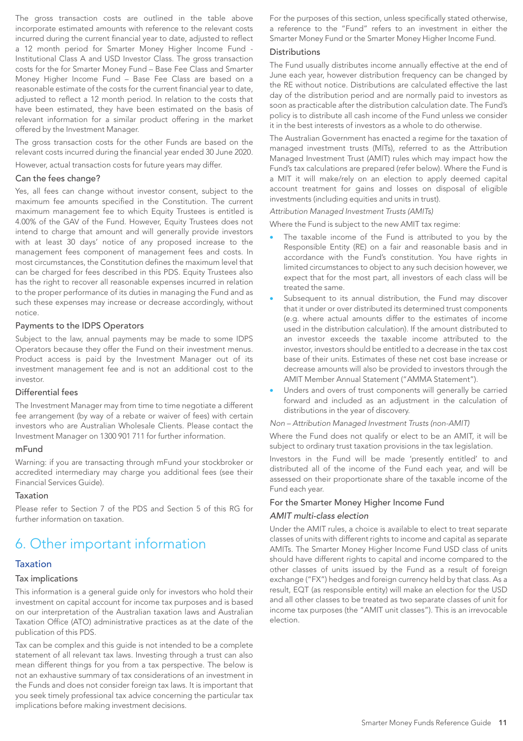The gross transaction costs are outlined in the table above incorporate estimated amounts with reference to the relevant costs incurred during the current financial year to date, adjusted to reflect a 12 month period for Smarter Money Higher Income Fund - Institutional Class A and USD Investor Class. The gross transaction costs for the for Smarter Money Fund – Base Fee Class and Smarter Money Higher Income Fund – Base Fee Class are based on a reasonable estimate of the costs for the current financial year to date, adjusted to reflect a 12 month period. In relation to the costs that have been estimated, they have been estimated on the basis of relevant information for a similar product offering in the market offered by the Investment Manager.

The gross transaction costs for the other Funds are based on the relevant costs incurred during the financial year ended 30 June 2020.

However, actual transaction costs for future years may differ.

### Can the fees change?

Yes, all fees can change without investor consent, subject to the maximum fee amounts specified in the Constitution. The current maximum management fee to which Equity Trustees is entitled is 4.00% of the GAV of the Fund. However, Equity Trustees does not intend to charge that amount and will generally provide investors with at least 30 days' notice of any proposed increase to the management fees component of management fees and costs. In most circumstances, the Constitution defines the maximum level that can be charged for fees described in this PDS. Equity Trustees also has the right to recover all reasonable expenses incurred in relation to the proper performance of its duties in managing the Fund and as such these expenses may increase or decrease accordingly, without notice.

### Payments to the IDPS Operators

Subject to the law, annual payments may be made to some IDPS Operators because they offer the Fund on their investment menus. Product access is paid by the Investment Manager out of its investment management fee and is not an additional cost to the investor.

### Differential fees

The Investment Manager may from time to time negotiate a different fee arrangement (by way of a rebate or waiver of fees) with certain investors who are Australian Wholesale Clients. Please contact the Investment Manager on 1300 901 711 for further information.

### mFund

Warning: if you are transacting through mFund your stockbroker or accredited intermediary may charge you additional fees (see their Financial Services Guide).

### Taxation

Please refer to Section 7 of the PDS and Section 5 of this RG for further information on taxation.

# 6. Other important information

## Taxation

### Tax implications

This information is a general guide only for investors who hold their investment on capital account for income tax purposes and is based on our interpretation of the Australian taxation laws and Australian Taxation Office (ATO) administrative practices as at the date of the publication of this PDS.

Tax can be complex and this guide is not intended to be a complete statement of all relevant tax laws. Investing through a trust can also mean different things for you from a tax perspective. The below is not an exhaustive summary of tax considerations of an investment in the Funds and does not consider foreign tax laws. It is important that you seek timely professional tax advice concerning the particular tax implications before making investment decisions.

For the purposes of this section, unless specifically stated otherwise, a reference to the "Fund" refers to an investment in either the Smarter Money Fund or the Smarter Money Higher Income Fund.

### Distributions

The Fund usually distributes income annually effective at the end of June each year, however distribution frequency can be changed by the RE without notice. Distributions are calculated effective the last day of the distribution period and are normally paid to investors as soon as practicable after the distribution calculation date. The Fund's policy is to distribute all cash income of the Fund unless we consider it in the best interests of investors as a whole to do otherwise.

The Australian Government has enacted a regime for the taxation of managed investment trusts (MITs), referred to as the Attribution Managed Investment Trust (AMIT) rules which may impact how the Fund's tax calculations are prepared (refer below). Where the Fund is a MIT it will make/rely on an election to apply deemed capital account treatment for gains and losses on disposal of eligible investments (including equities and units in trust).

*Attribution Managed Investment Trusts (AMITs)*

Where the Fund is subject to the new AMIT tax regime:

- The taxable income of the Fund is attributed to you by the Responsible Entity (RE) on a fair and reasonable basis and in accordance with the Fund's constitution. You have rights in limited circumstances to object to any such decision however, we expect that for the most part, all investors of each class will be treated the same.
- Subsequent to its annual distribution, the Fund may discover that it under or over distributed its determined trust components (e.g. where actual amounts differ to the estimates of income used in the distribution calculation). If the amount distributed to an investor exceeds the taxable income attributed to the investor, investors should be entitled to a decrease in the tax cost base of their units. Estimates of these net cost base increase or decrease amounts will also be provided to investors through the AMIT Member Annual Statement ("AMMA Statement").
- Unders and overs of trust components will generally be carried forward and included as an adjustment in the calculation of distributions in the year of discovery.

*Non – Attribution Managed Investment Trusts (non-AMIT)*

Where the Fund does not qualify or elect to be an AMIT, it will be subject to ordinary trust taxation provisions in the tax legislation.

Investors in the Fund will be made 'presently entitled' to and distributed all of the income of the Fund each year, and will be assessed on their proportionate share of the taxable income of the Fund each year.

### For the Smarter Money Higher Income Fund

*AMIT multi-class election*

Under the AMIT rules, a choice is available to elect to treat separate classes of units with different rights to income and capital as separate AMITs. The Smarter Money Higher Income Fund USD class of units should have different rights to capital and income compared to the other classes of units issued by the Fund as a result of foreign exchange ("FX") hedges and foreign currency held by that class. As a result, EQT (as responsible entity) will make an election for the USD and all other classes to be treated as two separate classes of unit for income tax purposes (the "AMIT unit classes"). This is an irrevocable election.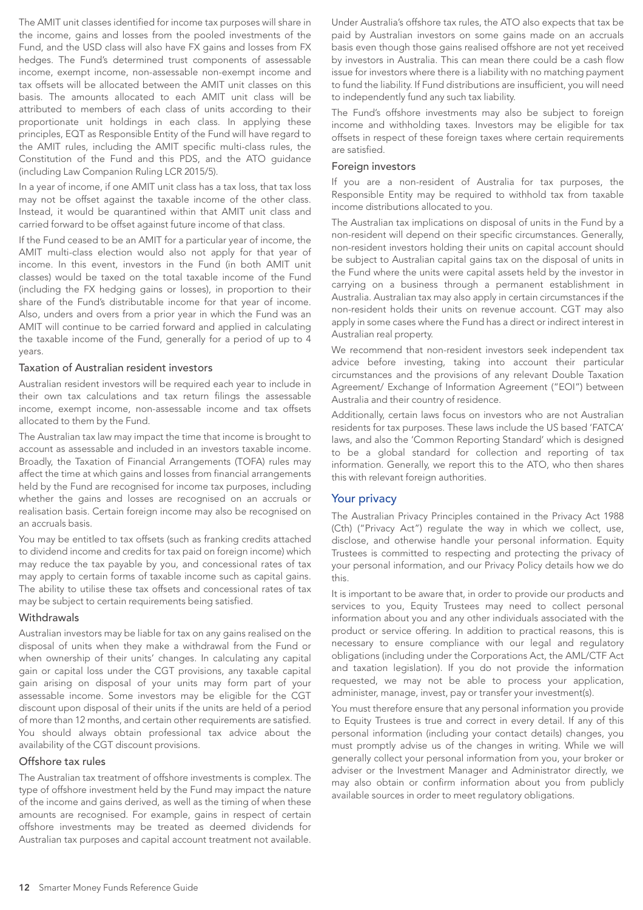The AMIT unit classes identified for income tax purposes will share in the income, gains and losses from the pooled investments of the Fund, and the USD class will also have FX gains and losses from FX hedges. The Fund's determined trust components of assessable income, exempt income, non-assessable non-exempt income and tax offsets will be allocated between the AMIT unit classes on this basis. The amounts allocated to each AMIT unit class will be attributed to members of each class of units according to their proportionate unit holdings in each class. In applying these principles, EQT as Responsible Entity of the Fund will have regard to the AMIT rules, including the AMIT specific multi-class rules, the Constitution of the Fund and this PDS, and the ATO guidance (including Law Companion Ruling LCR 2015/5).

In a year of income, if one AMIT unit class has a tax loss, that tax loss may not be offset against the taxable income of the other class. Instead, it would be quarantined within that AMIT unit class and carried forward to be offset against future income of that class.

If the Fund ceased to be an AMIT for a particular year of income, the AMIT multi-class election would also not apply for that year of income. In this event, investors in the Fund (in both AMIT unit classes) would be taxed on the total taxable income of the Fund (including the FX hedging gains or losses), in proportion to their share of the Fund's distributable income for that year of income. Also, unders and overs from a prior year in which the Fund was an AMIT will continue to be carried forward and applied in calculating the taxable income of the Fund, generally for a period of up to 4 years.

### Taxation of Australian resident investors

Australian resident investors will be required each year to include in their own tax calculations and tax return filings the assessable income, exempt income, non-assessable income and tax offsets allocated to them by the Fund.

The Australian tax law may impact the time that income is brought to account as assessable and included in an investors taxable income. Broadly, the Taxation of Financial Arrangements (TOFA) rules may affect the time at which gains and losses from financial arrangements held by the Fund are recognised for income tax purposes, including whether the gains and losses are recognised on an accruals or realisation basis. Certain foreign income may also be recognised on an accruals basis.

You may be entitled to tax offsets (such as franking credits attached to dividend income and credits for tax paid on foreign income) which may reduce the tax payable by you, and concessional rates of tax may apply to certain forms of taxable income such as capital gains. The ability to utilise these tax offsets and concessional rates of tax may be subject to certain requirements being satisfied.

### Withdrawals

Australian investors may be liable for tax on any gains realised on the disposal of units when they make a withdrawal from the Fund or when ownership of their units' changes. In calculating any capital gain or capital loss under the CGT provisions, any taxable capital gain arising on disposal of your units may form part of your assessable income. Some investors may be eligible for the CGT discount upon disposal of their units if the units are held of a period of more than 12 months, and certain other requirements are satisfied. You should always obtain professional tax advice about the availability of the CGT discount provisions.

### Offshore tax rules

The Australian tax treatment of offshore investments is complex. The type of offshore investment held by the Fund may impact the nature of the income and gains derived, as well as the timing of when these amounts are recognised. For example, gains in respect of certain offshore investments may be treated as deemed dividends for Australian tax purposes and capital account treatment not available.

Under Australia's offshore tax rules, the ATO also expects that tax be paid by Australian investors on some gains made on an accruals basis even though those gains realised offshore are not yet received by investors in Australia. This can mean there could be a cash flow issue for investors where there is a liability with no matching payment to fund the liability. If Fund distributions are insufficient, you will need to independently fund any such tax liability.

The Fund's offshore investments may also be subject to foreign income and withholding taxes. Investors may be eligible for tax offsets in respect of these foreign taxes where certain requirements are satisfied.

### Foreign investors

If you are a non-resident of Australia for tax purposes, the Responsible Entity may be required to withhold tax from taxable income distributions allocated to you.

The Australian tax implications on disposal of units in the Fund by a non-resident will depend on their specific circumstances. Generally, non-resident investors holding their units on capital account should be subject to Australian capital gains tax on the disposal of units in the Fund where the units were capital assets held by the investor in carrying on a business through a permanent establishment in Australia. Australian tax may also apply in certain circumstances if the non-resident holds their units on revenue account. CGT may also apply in some cases where the Fund has a direct or indirect interest in Australian real property.

We recommend that non-resident investors seek independent tax advice before investing, taking into account their particular circumstances and the provisions of any relevant Double Taxation Agreement/ Exchange of Information Agreement ("EOI") between Australia and their country of residence.

Additionally, certain laws focus on investors who are not Australian residents for tax purposes. These laws include the US based 'FATCA' laws, and also the 'Common Reporting Standard' which is designed to be a global standard for collection and reporting of tax information. Generally, we report this to the ATO, who then shares this with relevant foreign authorities.

## Your privacy

The Australian Privacy Principles contained in the Privacy Act 1988 (Cth) ("Privacy Act") regulate the way in which we collect, use, disclose, and otherwise handle your personal information. Equity Trustees is committed to respecting and protecting the privacy of your personal information, and our Privacy Policy details how we do this.

It is important to be aware that, in order to provide our products and services to you, Equity Trustees may need to collect personal information about you and any other individuals associated with the product or service offering. In addition to practical reasons, this is necessary to ensure compliance with our legal and regulatory obligations (including under the Corporations Act, the AML/CTF Act and taxation legislation). If you do not provide the information requested, we may not be able to process your application, administer, manage, invest, pay or transfer your investment(s).

You must therefore ensure that any personal information you provide to Equity Trustees is true and correct in every detail. If any of this personal information (including your contact details) changes, you must promptly advise us of the changes in writing. While we will generally collect your personal information from you, your broker or adviser or the Investment Manager and Administrator directly, we may also obtain or confirm information about you from publicly available sources in order to meet regulatory obligations.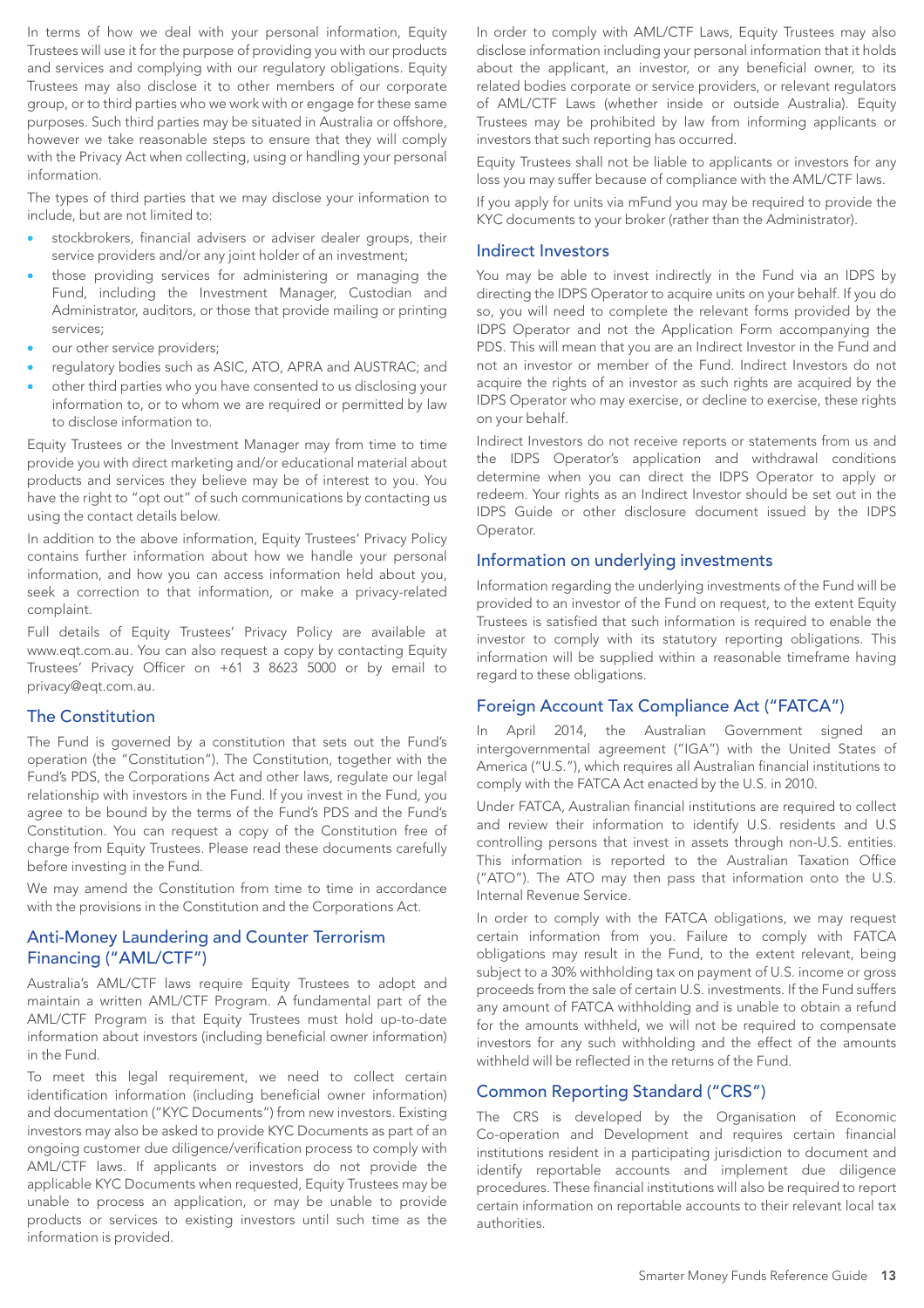In terms of how we deal with your personal information, Equity Trustees will use it for the purpose of providing you with our products and services and complying with our regulatory obligations. Equity Trustees may also disclose it to other members of our corporate group, or to third parties who we work with or engage for these same purposes. Such third parties may be situated in Australia or offshore, however we take reasonable steps to ensure that they will comply with the Privacy Act when collecting, using or handling your personal information.

The types of third parties that we may disclose your information to include, but are not limited to:

- stockbrokers, financial advisers or adviser dealer groups, their service providers and/or any joint holder of an investment;
- those providing services for administering or managing the Fund, including the Investment Manager, Custodian and Administrator, auditors, or those that provide mailing or printing services;
- our other service providers;
- regulatory bodies such as ASIC, ATO, APRA and AUSTRAC; and
- other third parties who you have consented to us disclosing your information to, or to whom we are required or permitted by law to disclose information to.

Equity Trustees or the Investment Manager may from time to time provide you with direct marketing and/or educational material about products and services they believe may be of interest to you. You have the right to "opt out" of such communications by contacting us using the contact details below.

In addition to the above information, Equity Trustees' Privacy Policy contains further information about how we handle your personal information, and how you can access information held about you, seek a correction to that information, or make a privacy-related complaint.

Full details of Equity Trustees' Privacy Policy are available at www.eqt.com.au. You can also request a copy by contacting Equity Trustees' Privacy Officer on +61 3 8623 5000 or by email to privacy@eqt.com.au.

## The Constitution

The Fund is governed by a constitution that sets out the Fund's operation (the "Constitution"). The Constitution, together with the Fund's PDS, the Corporations Act and other laws, regulate our legal relationship with investors in the Fund. If you invest in the Fund, you agree to be bound by the terms of the Fund's PDS and the Fund's Constitution. You can request a copy of the Constitution free of charge from Equity Trustees. Please read these documents carefully before investing in the Fund.

We may amend the Constitution from time to time in accordance with the provisions in the Constitution and the Corporations Act.

## Anti-Money Laundering and Counter Terrorism Financing ("AML/CTF")

Australia's AML/CTF laws require Equity Trustees to adopt and maintain a written AML/CTF Program. A fundamental part of the AML/CTF Program is that Equity Trustees must hold up-to-date information about investors (including beneficial owner information) in the Fund.

To meet this legal requirement, we need to collect certain identification information (including beneficial owner information) and documentation ("KYC Documents") from new investors. Existing investors may also be asked to provide KYC Documents as part of an ongoing customer due diligence/verification process to comply with AML/CTF laws. If applicants or investors do not provide the applicable KYC Documents when requested, Equity Trustees may be unable to process an application, or may be unable to provide products or services to existing investors until such time as the information is provided.

In order to comply with AML/CTF Laws, Equity Trustees may also disclose information including your personal information that it holds about the applicant, an investor, or any beneficial owner, to its related bodies corporate or service providers, or relevant regulators of AML/CTF Laws (whether inside or outside Australia). Equity Trustees may be prohibited by law from informing applicants or investors that such reporting has occurred.

Equity Trustees shall not be liable to applicants or investors for any loss you may suffer because of compliance with the AML/CTF laws.

If you apply for units via mFund you may be required to provide the KYC documents to your broker (rather than the Administrator).

## Indirect Investors

You may be able to invest indirectly in the Fund via an IDPS by directing the IDPS Operator to acquire units on your behalf. If you do so, you will need to complete the relevant forms provided by the IDPS Operator and not the Application Form accompanying the PDS. This will mean that you are an Indirect Investor in the Fund and not an investor or member of the Fund. Indirect Investors do not acquire the rights of an investor as such rights are acquired by the IDPS Operator who may exercise, or decline to exercise, these rights on your behalf.

Indirect Investors do not receive reports or statements from us and the IDPS Operator's application and withdrawal conditions determine when you can direct the IDPS Operator to apply or redeem. Your rights as an Indirect Investor should be set out in the IDPS Guide or other disclosure document issued by the IDPS Operator.

## Information on underlying investments

Information regarding the underlying investments of the Fund will be provided to an investor of the Fund on request, to the extent Equity Trustees is satisfied that such information is required to enable the investor to comply with its statutory reporting obligations. This information will be supplied within a reasonable timeframe having regard to these obligations.

## Foreign Account Tax Compliance Act ("FATCA")

In April 2014, the Australian Government signed an intergovernmental agreement ("IGA") with the United States of America ("U.S."), which requires all Australian financial institutions to comply with the FATCA Act enacted by the U.S. in 2010.

Under FATCA, Australian financial institutions are required to collect and review their information to identify U.S. residents and U.S controlling persons that invest in assets through non-U.S. entities. This information is reported to the Australian Taxation Office ("ATO"). The ATO may then pass that information onto the U.S. Internal Revenue Service.

In order to comply with the FATCA obligations, we may request certain information from you. Failure to comply with FATCA obligations may result in the Fund, to the extent relevant, being subject to a 30% withholding tax on payment of U.S. income or gross proceeds from the sale of certain U.S. investments. If the Fund suffers any amount of FATCA withholding and is unable to obtain a refund for the amounts withheld, we will not be required to compensate investors for any such withholding and the effect of the amounts withheld will be reflected in the returns of the Fund.

## Common Reporting Standard ("CRS")

The CRS is developed by the Organisation of Economic Co-operation and Development and requires certain financial institutions resident in a participating jurisdiction to document and identify reportable accounts and implement due diligence procedures. These financial institutions will also be required to report certain information on reportable accounts to their relevant local tax authorities.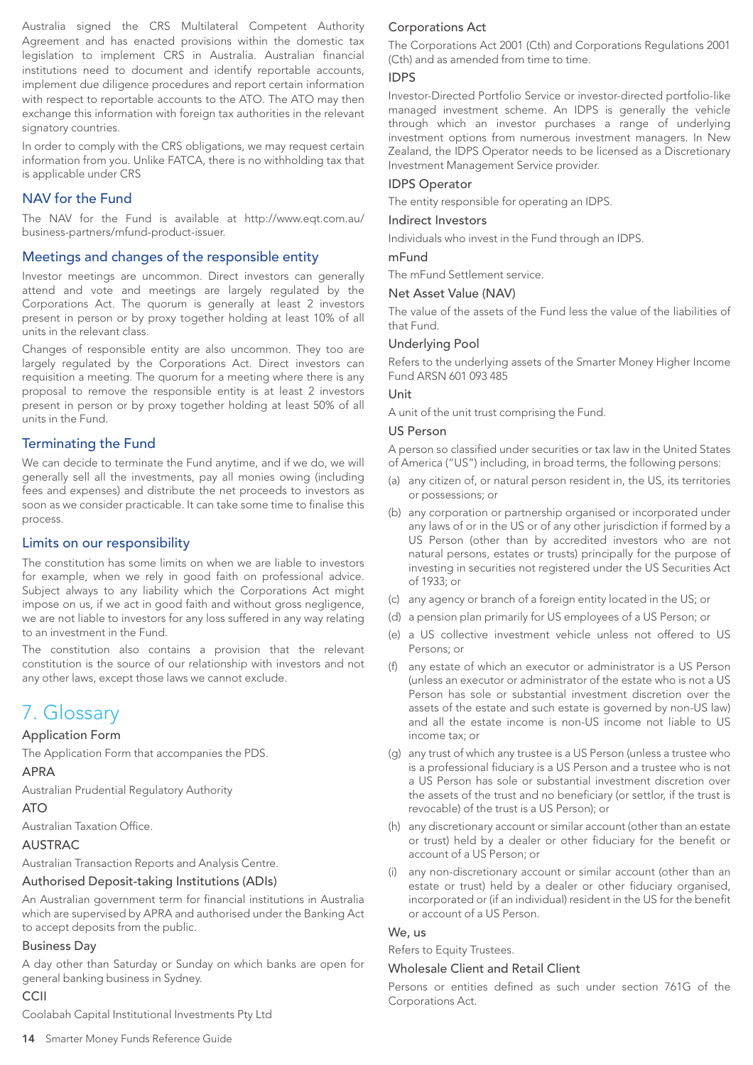Australia signed the CRS Multilateral Competent Authority Agreement and has enacted provisions within the domestic tax legislation to implement CRS in Australia. Australian financial institutions need to document and identify reportable accounts, implement due diligence procedures and report certain information with respect to reportable accounts to the ATO. The ATO may then exchange this information with foreign tax authorities in the relevant signatory countries.

In order to comply with the CRS obligations, we may request certain information from you. Unlike FATCA, there is no withholding tax that is applicable under CRS

### NAV for the Fund

The NAV for the Fund is available at http://www.eqt.com.au/business-partners/mfund-product-issuer.

### Meetings and changes of the responsible entity

Investor meetings are uncommon. Direct investors can generally attend and vote and meetings are largely regulated by the Corporations Act. The quorum is generally at least 2 investors present in person or by proxy together holding at least 10% of all units in the relevant class.

Changes of responsible entity are also uncommon. They too are largely regulated by the Corporations Act. Direct investors can requisition a meeting. The quorum for a meeting where there is any proposal to remove the responsible entity is at least 2 investors present in person or by proxy together holding at least 50% of all units in the Fund.

### Terminating the Fund

We can decide to terminate the Fund anytime, and if we do, we will generally sell all the investments, pay all monies owing (including fees and expenses) and distribute the net proceeds to investors as soon as we consider practicable. It can take some time to finalise this process.

### Limits on our responsibility

The constitution has some limits on when we are liable to investors for example, when we rely in good faith on professional advice. Subject always to any liability which the Corporations Act might impose on us, if we act in good faith and without gross negligence, we are not liable to investors for any loss suffered in any way relating to an investment in the Fund.

The constitution also contains a provision that the relevant constitution is the source of our relationship with investors and not any other laws, except those laws we cannot exclude.

## 7. Glossary

**Application Form**

The Application Form that accompanies the PDS.

**APRA**

Australian Prudential Regulatory Authority

**ATO**

Australian Taxation Office.

**AUSTRAC**

Australian Transaction Reports and Analysis Centre.

**Authorised Deposit-taking Institutions (ADIs)**

An Australian government term for financial institutions in Australia which are supervised by APRA and authorised under the Banking Act to accept deposits from the public.

**Business Day**

A day other than Saturday or Sunday on which banks are open for general banking business in Sydney.

**CCII**

Coolabah Capital Institutional Investments Pty Ltd

**Corporations Act**

The Corporations Act 2001 (Cth) and Corporations Regulations 2001 (Cth) and as amended from time to time.

**IDPS**

Investor-Directed Portfolio Service or investor-directed portfolio-like managed investment scheme. An IDPS is generally the vehicle through which an investor purchases a range of underlying investment options from numerous investment managers. In New Zealand, the IDPS Operator needs to be licensed as a Discretionary Investment Management Service provider.

**IDPS Operator**

The entity responsible for operating an IDPS.

**Indirect Investors**

Individuals who invest in the Fund through an IDPS.

**mFund**

The mFund Settlement service.

**Net Asset Value (NAV)**

The value of the assets of the Fund less the value of the liabilities of that Fund.

**Underlying Pool**

Refers to the underlying assets of the Smarter Money Higher Income Fund ARSN 601 093 485

**Unit**

A unit of the unit trust comprising the Fund.

**US Person**

A person so classified under securities or tax law in the United States of America ("US") including, in broad terms, the following persons:

(a) any citizen of, or natural person resident in, the US, its territories or possessions; or

(b) any corporation or partnership organised or incorporated under any laws of or in the US or of any other jurisdiction if formed by a US Person (other than by accredited investors who are not natural persons, estates or trusts) principally for the purpose of investing in securities not registered under the US Securities Act of 1933; or

(c) any agency or branch of a foreign entity located in the US; or

(d) a pension plan primarily for US employees of a US Person; or

(e) a US collective investment vehicle unless not offered to US Persons; or

(f) any estate of which an executor or administrator is a US Person (unless an executor or administrator of the estate who is not a US Person has sole or substantial investment discretion over the assets of the estate and such estate is governed by non-US law) and all the estate income is non-US income not liable to US income tax; or

(g) any trust of which any trustee is a US Person (unless a trustee who is a professional fiduciary is a US Person and a trustee who is not a US Person has sole or substantial investment discretion over the assets of the trust and no beneficiary (or settlor, if the trust is revocable) of the trust is a US Person); or

(h) any discretionary account or similar account (other than an estate or trust) held by a dealer or other fiduciary for the benefit or account of a US Person; or

(i) any non-discretionary account or similar account (other than an estate or trust) held by a dealer or other fiduciary organised, incorporated or (if an individual) resident in the US for the benefit or account of a US Person.

**We, us**

Refers to Equity Trustees.

**Wholesale Client and Retail Client**

Persons or entities defined as such under section 761G of the Corporations Act.